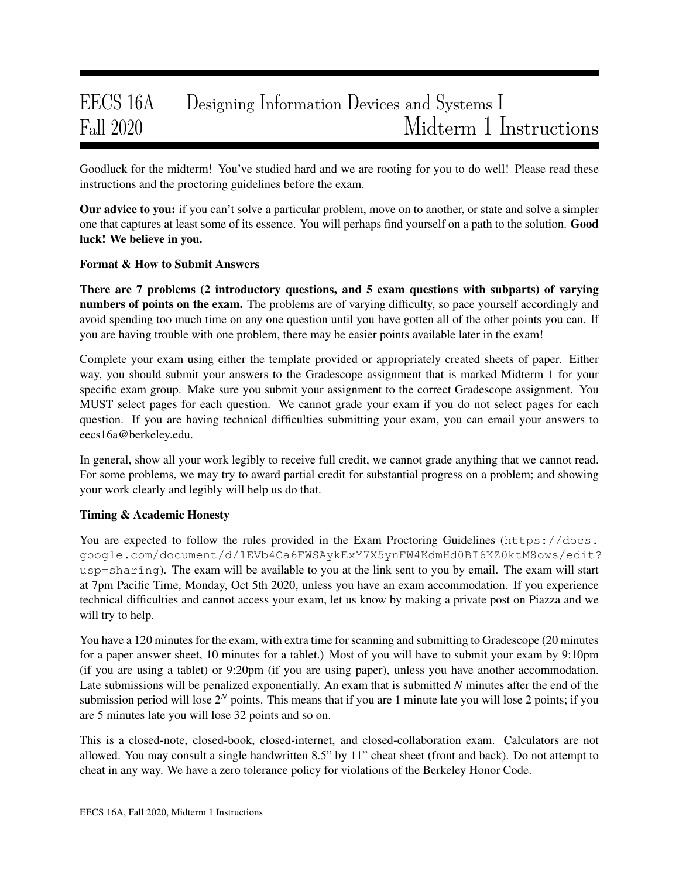# EECS 16A Designing Information Devices and Systems I
## Fall 2020 Midterm 1 Instructions

Goodluck for the midterm! You've studied hard and we are rooting for you to do well! Please read these instructions and the proctoring guidelines before the exam.

**Our advice to you:** if you can't solve a particular problem, move on to another, or state and solve a simpler one that captures at least some of its essence. You will perhaps find yourself on a path to the solution. **Good luck! We believe in you.**

**Format & How to Submit Answers**

**There are 7 problems (2 introductory questions, and 5 exam questions with subparts) of varying numbers of points on the exam.** The problems are of varying difficulty, so pace yourself accordingly and avoid spending too much time on any one question until you have gotten all of the other points you can. If you are having trouble with one problem, there may be easier points available later in the exam!

Complete your exam using either the template provided or appropriately created sheets of paper. Either way, you should submit your answers to the Gradescope assignment that is marked Midterm 1 for your specific exam group. Make sure you submit your assignment to the correct Gradescope assignment. You MUST select pages for each question. We cannot grade your exam if you do not select pages for each question. If you are having technical difficulties submitting your exam, you can email your answers to eecs16a@berkeley.edu.

In general, show all your work legibly to receive full credit, we cannot grade anything that we cannot read. For some problems, we may try to award partial credit for substantial progress on a problem; and showing your work clearly and legibly will help us do that.

**Timing & Academic Honesty**

You are expected to follow the rules provided in the Exam Proctoring Guidelines (`https://docs.google.com/document/d/1EVb4Ca6FWSAykExY7X5ynFW4KdmHd0BI6KZ0ktM8ows/edit?usp=sharing`). The exam will be available to you at the link sent to you by email. The exam will start at 7pm Pacific Time, Monday, Oct 5th 2020, unless you have an exam accommodation. If you experience technical difficulties and cannot access your exam, let us know by making a private post on Piazza and we will try to help.

You have a 120 minutes for the exam, with extra time for scanning and submitting to Gradescope (20 minutes for a paper answer sheet, 10 minutes for a tablet.) Most of you will have to submit your exam by 9:10pm (if you are using a tablet) or 9:20pm (if you are using paper), unless you have another accommodation. Late submissions will be penalized exponentially. An exam that is submitted $N$ minutes after the end of the submission period will lose $2^N$ points. This means that if you are 1 minute late you will lose 2 points; if you are 5 minutes late you will lose 32 points and so on.

This is a closed-note, closed-book, closed-internet, and closed-collaboration exam. Calculators are not allowed. You may consult a single handwritten 8.5" by 11" cheat sheet (front and back). Do not attempt to cheat in any way. We have a zero tolerance policy for violations of the Berkeley Honor Code.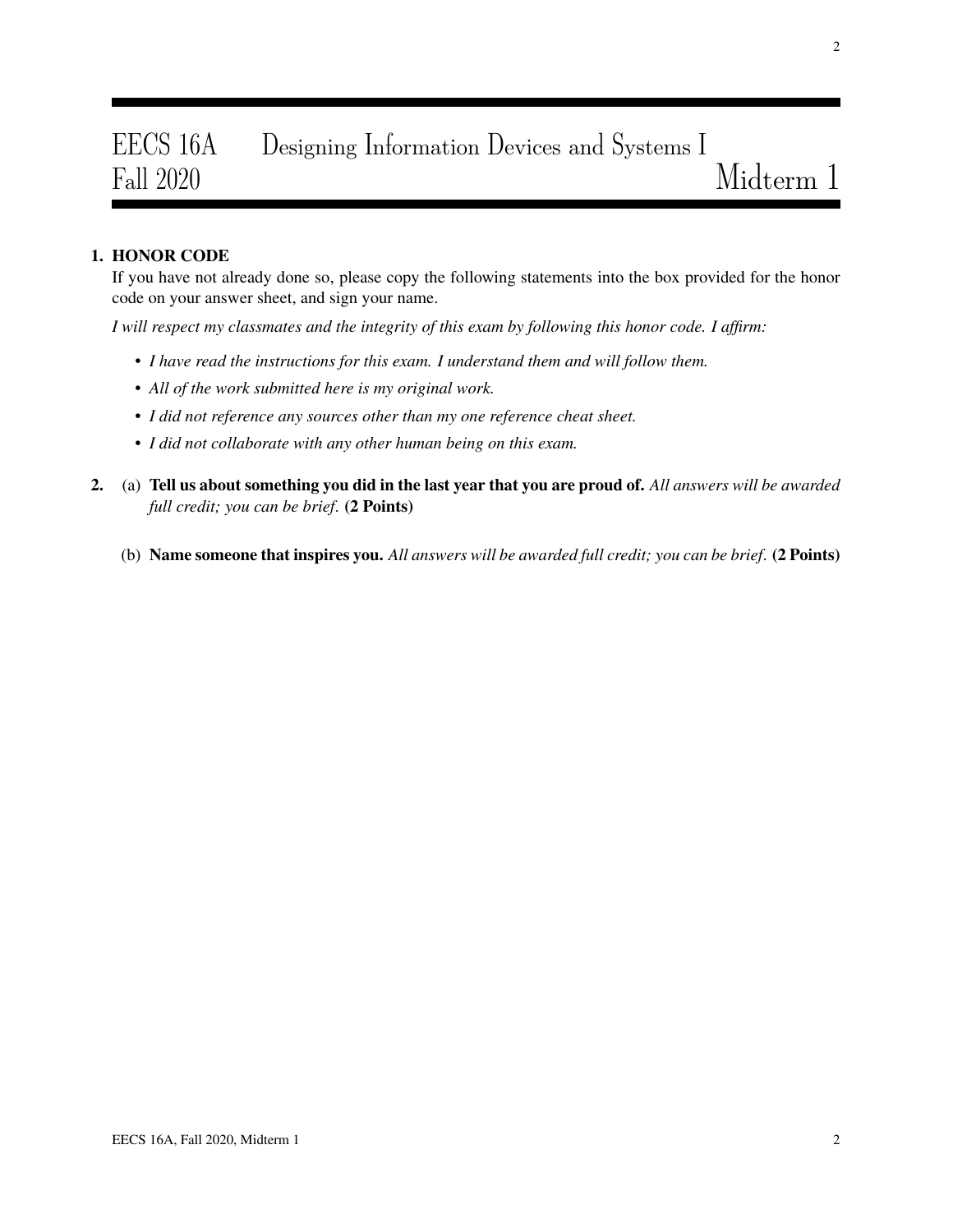# EECS 16A Designing Information Devices and Systems I
## Fall 2020 Midterm 1

**1. HONOR CODE**

If you have not already done so, please copy the following statements into the box provided for the honor code on your answer sheet, and sign your name.

*I will respect my classmates and the integrity of this exam by following this honor code. I affirm:*

- *I have read the instructions for this exam. I understand them and will follow them.*
- *All of the work submitted here is my original work.*
- *I did not reference any sources other than my one reference cheat sheet.*
- *I did not collaborate with any other human being on this exam.*

**2.** (a) **Tell us about something you did in the last year that you are proud of.** *All answers will be awarded full credit; you can be brief.* **(2 Points)**

(b) **Name someone that inspires you.** *All answers will be awarded full credit; you can be brief.* **(2 Points)**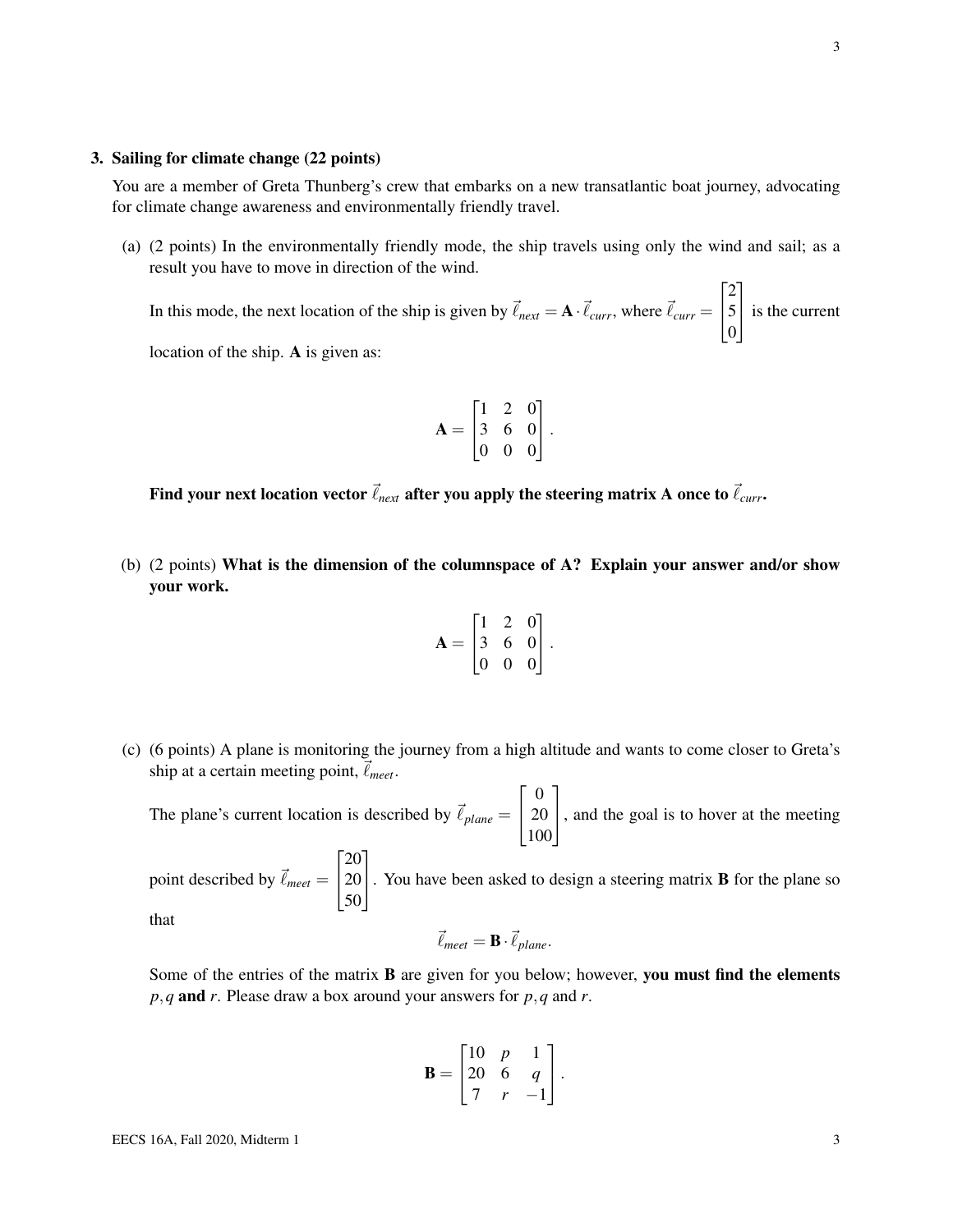## 3. Sailing for climate change (22 points)

You are a member of Greta Thunberg's crew that embarks on a new transatlantic boat journey, advocating for climate change awareness and environmentally friendly travel.

(a) (2 points) In the environmentally friendly mode, the ship travels using only the wind and sail; as a result you have to move in direction of the wind.

In this mode, the next location of the ship is given by $\vec{\ell}_{next} = \mathbf{A} \cdot \vec{\ell}_{curr}$, where $\vec{\ell}_{curr} = \begin{bmatrix} 2 \\ 5 \\ 0 \end{bmatrix}$ is the current location of the ship. $\mathbf{A}$ is given as:

$$\mathbf{A} = \begin{bmatrix} 1 & 2 & 0 \\ 3 & 6 & 0 \\ 0 & 0 & 0 \end{bmatrix}.$$

**Find your next location vector $\vec{\ell}_{next}$ after you apply the steering matrix A once to $\vec{\ell}_{curr}$.**

(b) (2 points) **What is the dimension of the columnspace of A? Explain your answer and/or show your work.**

$$\mathbf{A} = \begin{bmatrix} 1 & 2 & 0 \\ 3 & 6 & 0 \\ 0 & 0 & 0 \end{bmatrix}.$$

(c) (6 points) A plane is monitoring the journey from a high altitude and wants to come closer to Greta's ship at a certain meeting point, $\vec{\ell}_{meet}$.

The plane's current location is described by $\vec{\ell}_{plane} = \begin{bmatrix} 0 \\ 20 \\ 100 \end{bmatrix}$, and the goal is to hover at the meeting point described by $\vec{\ell}_{meet} = \begin{bmatrix} 20 \\ 20 \\ 50 \end{bmatrix}$. You have been asked to design a steering matrix $\mathbf{B}$ for the plane so that

$$\vec{\ell}_{meet} = \mathbf{B} \cdot \vec{\ell}_{plane}.$$

Some of the entries of the matrix $\mathbf{B}$ are given for you below; however, **you must find the elements $p, q$ and $r$.** Please draw a box around your answers for $p, q$ and $r$.

$$\mathbf{B} = \begin{bmatrix} 10 & p & 1 \\ 20 & 6 & q \\ 7 & r & -1 \end{bmatrix}.$$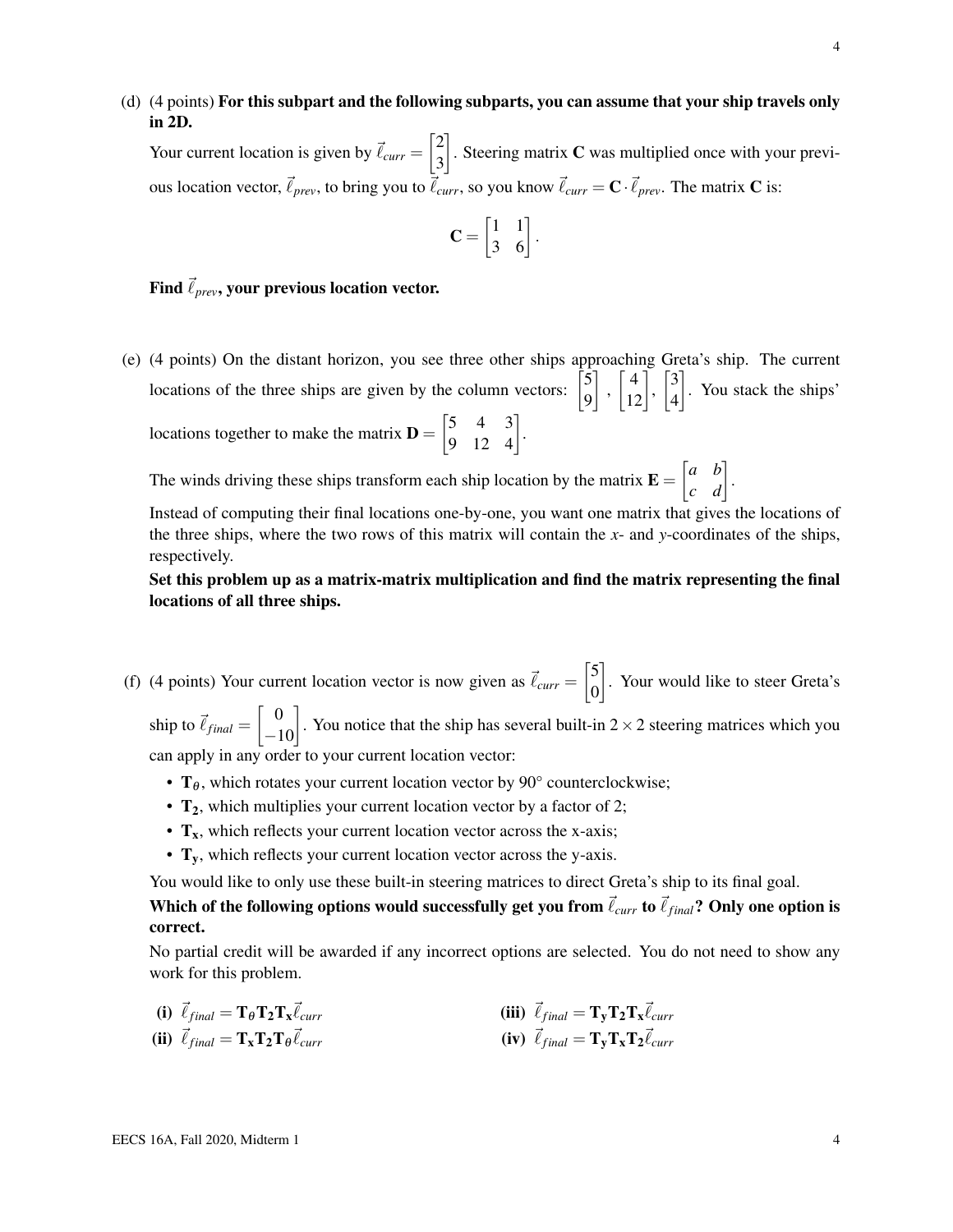(d) (4 points) **For this subpart and the following subparts, you can assume that your ship travels only in 2D.**

Your current location is given by $\vec{\ell}_{curr} = \begin{bmatrix} 2 \\ 3 \end{bmatrix}$. Steering matrix $\mathbf{C}$ was multiplied once with your previous location vector, $\vec{\ell}_{prev}$, to bring you to $\vec{\ell}_{curr}$, so you know $\vec{\ell}_{curr} = \mathbf{C} \cdot \vec{\ell}_{prev}$. The matrix $\mathbf{C}$ is:

$$\mathbf{C} = \begin{bmatrix} 1 & 1 \\ 3 & 6 \end{bmatrix}.$$

**Find $\vec{\ell}_{prev}$, your previous location vector.**

(e) (4 points) On the distant horizon, you see three other ships approaching Greta's ship. The current locations of the three ships are given by the column vectors: $\begin{bmatrix} 5 \\ 9 \end{bmatrix}$, $\begin{bmatrix} 4 \\ 12 \end{bmatrix}$, $\begin{bmatrix} 3 \\ 4 \end{bmatrix}$. You stack the ships' locations together to make the matrix $\mathbf{D} = \begin{bmatrix} 5 & 4 & 3 \\ 9 & 12 & 4 \end{bmatrix}$.

The winds driving these ships transform each ship location by the matrix $\mathbf{E} = \begin{bmatrix} a & b \\ c & d \end{bmatrix}$.

Instead of computing their final locations one-by-one, you want one matrix that gives the locations of the three ships, where the two rows of this matrix will contain the $x$- and $y$-coordinates of the ships, respectively.

**Set this problem up as a matrix-matrix multiplication and find the matrix representing the final locations of all three ships.**

(f) (4 points) Your current location vector is now given as $\vec{\ell}_{curr} = \begin{bmatrix} 5 \\ 0 \end{bmatrix}$. Your would like to steer Greta's ship to $\vec{\ell}_{final} = \begin{bmatrix} 0 \\ -10 \end{bmatrix}$. You notice that the ship has several built-in $2 \times 2$ steering matrices which you can apply in any order to your current location vector:

- $\mathbf{T}_\theta$, which rotates your current location vector by $90^\circ$ counterclockwise;
- $\mathbf{T_2}$, which multiplies your current location vector by a factor of 2;
- $\mathbf{T_x}$, which reflects your current location vector across the x-axis;
- $\mathbf{T_y}$, which reflects your current location vector across the y-axis.

You would like to only use these built-in steering matrices to direct Greta's ship to its final goal.

**Which of the following options would successfully get you from $\vec{\ell}_{curr}$ to $\vec{\ell}_{final}$? Only one option is correct.**

No partial credit will be awarded if any incorrect options are selected. You do not need to show any work for this problem.

**(i)** $\vec{\ell}_{final} = \mathbf{T}_\theta \mathbf{T_2} \mathbf{T_x} \vec{\ell}_{curr}$

**(ii)** $\vec{\ell}_{final} = \mathbf{T_x} \mathbf{T_2} \mathbf{T}_\theta \vec{\ell}_{curr}$

**(iii)** $\vec{\ell}_{final} = \mathbf{T_y} \mathbf{T_2} \mathbf{T_x} \vec{\ell}_{curr}$

**(iv)** $\vec{\ell}_{final} = \mathbf{T_y} \mathbf{T_x} \mathbf{T_2} \vec{\ell}_{curr}$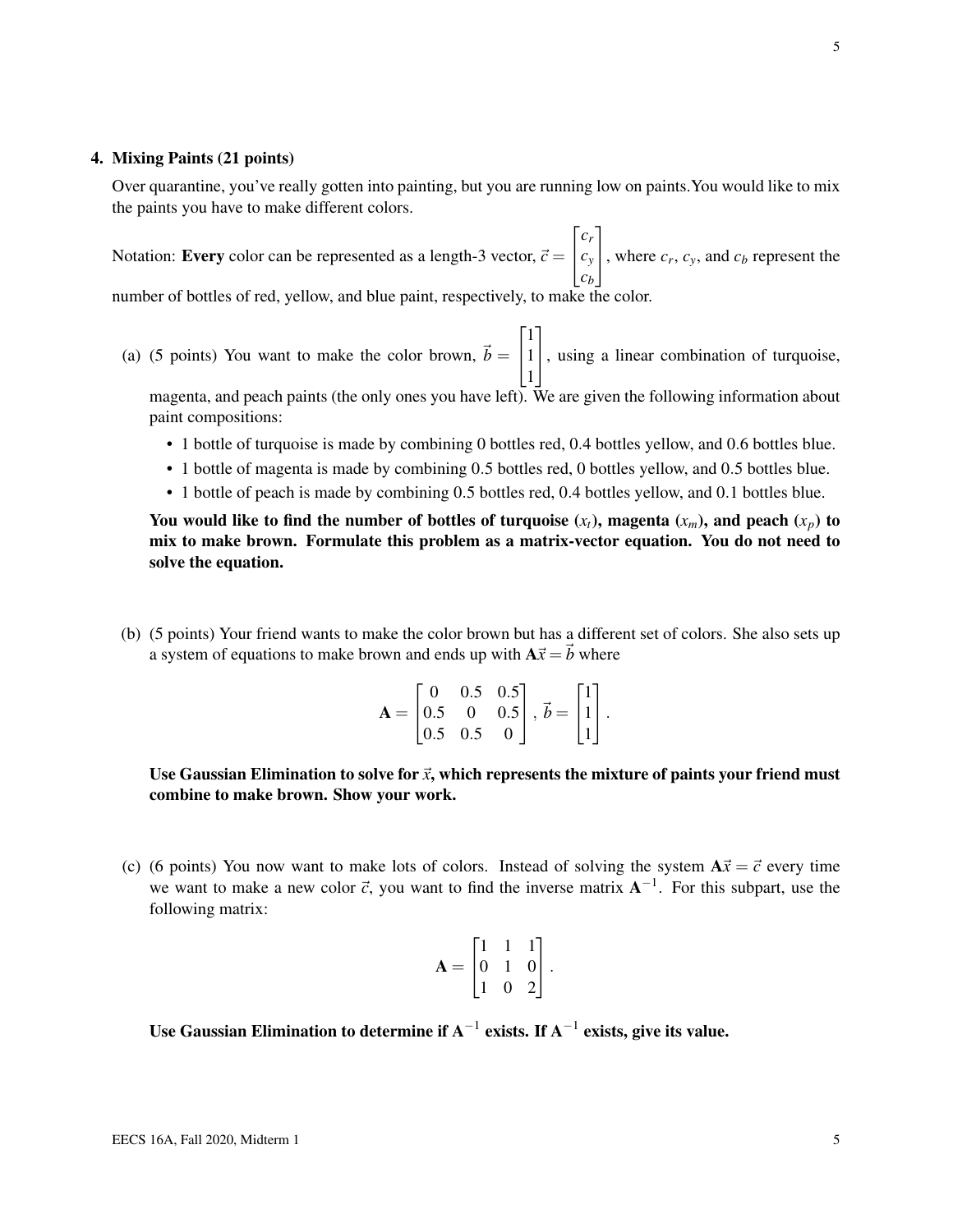### 4. Mixing Paints (21 points)

Over quarantine, you've really gotten into painting, but you are running low on paints. You would like to mix the paints you have to make different colors.

Notation: **Every** color can be represented as a length-3 vector, $\vec{c} = \begin{bmatrix} c_r \\ c_y \\ c_b \end{bmatrix}$, where $c_r$, $c_y$, and $c_b$ represent the number of bottles of red, yellow, and blue paint, respectively, to make the color.

(a) (5 points) You want to make the color brown, $\vec{b} = \begin{bmatrix} 1 \\ 1 \\ 1 \end{bmatrix}$, using a linear combination of turquoise, magenta, and peach paints (the only ones you have left). We are given the following information about paint compositions:

- 1 bottle of turquoise is made by combining 0 bottles red, 0.4 bottles yellow, and 0.6 bottles blue.
- 1 bottle of magenta is made by combining 0.5 bottles red, 0 bottles yellow, and 0.5 bottles blue.
- 1 bottle of peach is made by combining 0.5 bottles red, 0.4 bottles yellow, and 0.1 bottles blue.

**You would like to find the number of bottles of turquoise ($x_t$), magenta ($x_m$), and peach ($x_p$) to mix to make brown. Formulate this problem as a matrix-vector equation. You do not need to solve the equation.**

(b) (5 points) Your friend wants to make the color brown but has a different set of colors. She also sets up a system of equations to make brown and ends up with $\mathbf{A}\vec{x} = \vec{b}$ where

$$\mathbf{A} = \begin{bmatrix} 0 & 0.5 & 0.5 \\ 0.5 & 0 & 0.5 \\ 0.5 & 0.5 & 0 \end{bmatrix}, \vec{b} = \begin{bmatrix} 1 \\ 1 \\ 1 \end{bmatrix}.$$

**Use Gaussian Elimination to solve for $\vec{x}$, which represents the mixture of paints your friend must combine to make brown. Show your work.**

(c) (6 points) You now want to make lots of colors. Instead of solving the system $\mathbf{A}\vec{x} = \vec{c}$ every time we want to make a new color $\vec{c}$, you want to find the inverse matrix $\mathbf{A}^{-1}$. For this subpart, use the following matrix:

$$\mathbf{A} = \begin{bmatrix} 1 & 1 & 1 \\ 0 & 1 & 0 \\ 1 & 0 & 2 \end{bmatrix}.$$

**Use Gaussian Elimination to determine if $\mathbf{A}^{-1}$ exists. If $\mathbf{A}^{-1}$ exists, give its value.**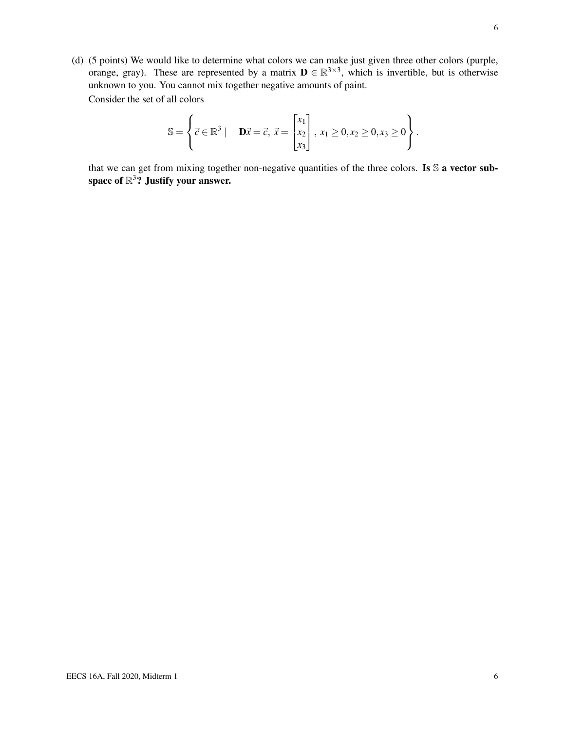(d) (5 points) We would like to determine what colors we can make just given three other colors (purple, orange, gray). These are represented by a matrix $\mathbf{D} \in \mathbb{R}^{3\times 3}$, which is invertible, but is otherwise unknown to you. You cannot mix together negative amounts of paint.

Consider the set of all colors

$$\mathbb{S} = \left\{ \vec{c} \in \mathbb{R}^3 \mid \quad \mathbf{D}\vec{x} = \vec{c},\ \vec{x} = \begin{bmatrix} x_1 \\ x_2 \\ x_3 \end{bmatrix},\ x_1 \geq 0, x_2 \geq 0, x_3 \geq 0 \right\}.$$

that we can get from mixing together non-negative quantities of the three colors. **Is $\mathbb{S}$ a vector subspace of $\mathbb{R}^3$? Justify your answer.**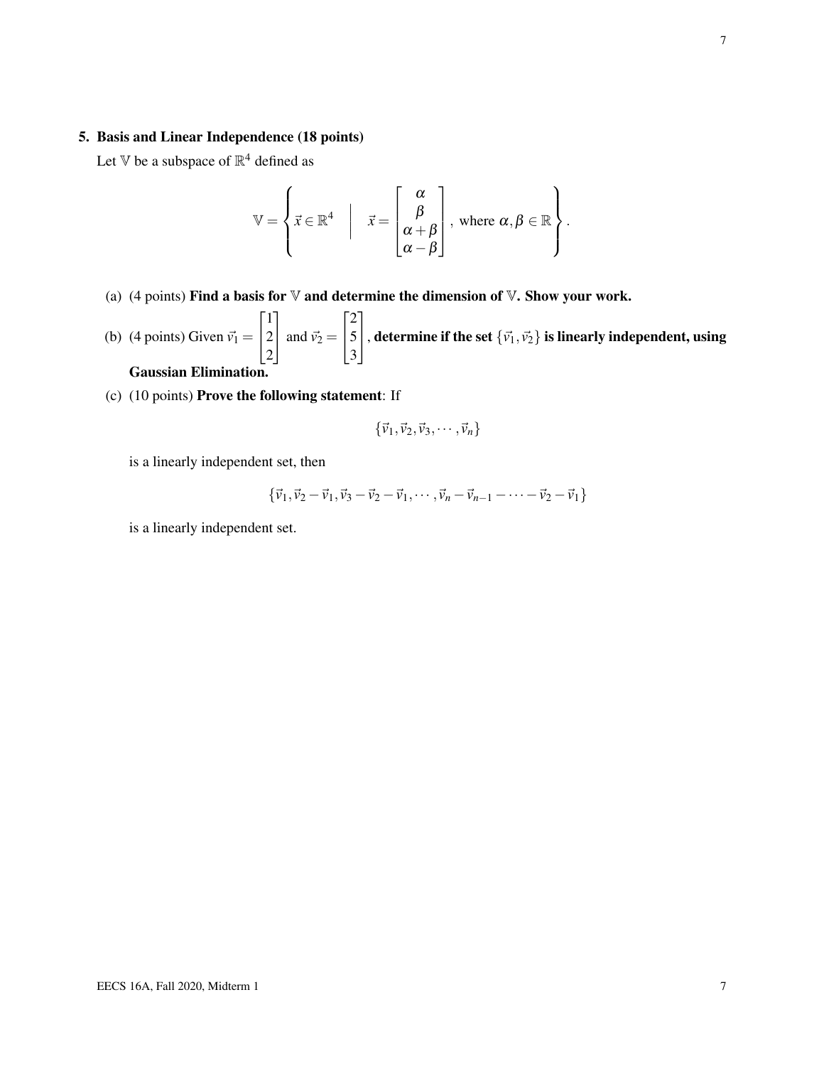## 5. Basis and Linear Independence (18 points)

Let $\mathbb{V}$ be a subspace of $\mathbb{R}^4$ defined as

$$\mathbb{V} = \left\{ \vec{x} \in \mathbb{R}^4 \quad \middle| \quad \vec{x} = \begin{bmatrix} \alpha \\ \beta \\ \alpha + \beta \\ \alpha - \beta \end{bmatrix}, \text{ where } \alpha, \beta \in \mathbb{R} \right\}.$$

(a) (4 points) **Find a basis for $\mathbb{V}$ and determine the dimension of $\mathbb{V}$. Show your work.**

(b) (4 points) Given $\vec{v}_1 = \begin{bmatrix} 1 \\ 2 \\ 2 \end{bmatrix}$ and $\vec{v}_2 = \begin{bmatrix} 2 \\ 5 \\ 3 \end{bmatrix}$, **determine if the set $\{\vec{v}_1, \vec{v}_2\}$ is linearly independent, using Gaussian Elimination.**

(c) (10 points) **Prove the following statement**: If

$$\{\vec{v}_1, \vec{v}_2, \vec{v}_3, \cdots, \vec{v}_n\}$$

is a linearly independent set, then

$$\{\vec{v}_1, \vec{v}_2 - \vec{v}_1, \vec{v}_3 - \vec{v}_2 - \vec{v}_1, \cdots, \vec{v}_n - \vec{v}_{n-1} - \cdots - \vec{v}_2 - \vec{v}_1\}$$

is a linearly independent set.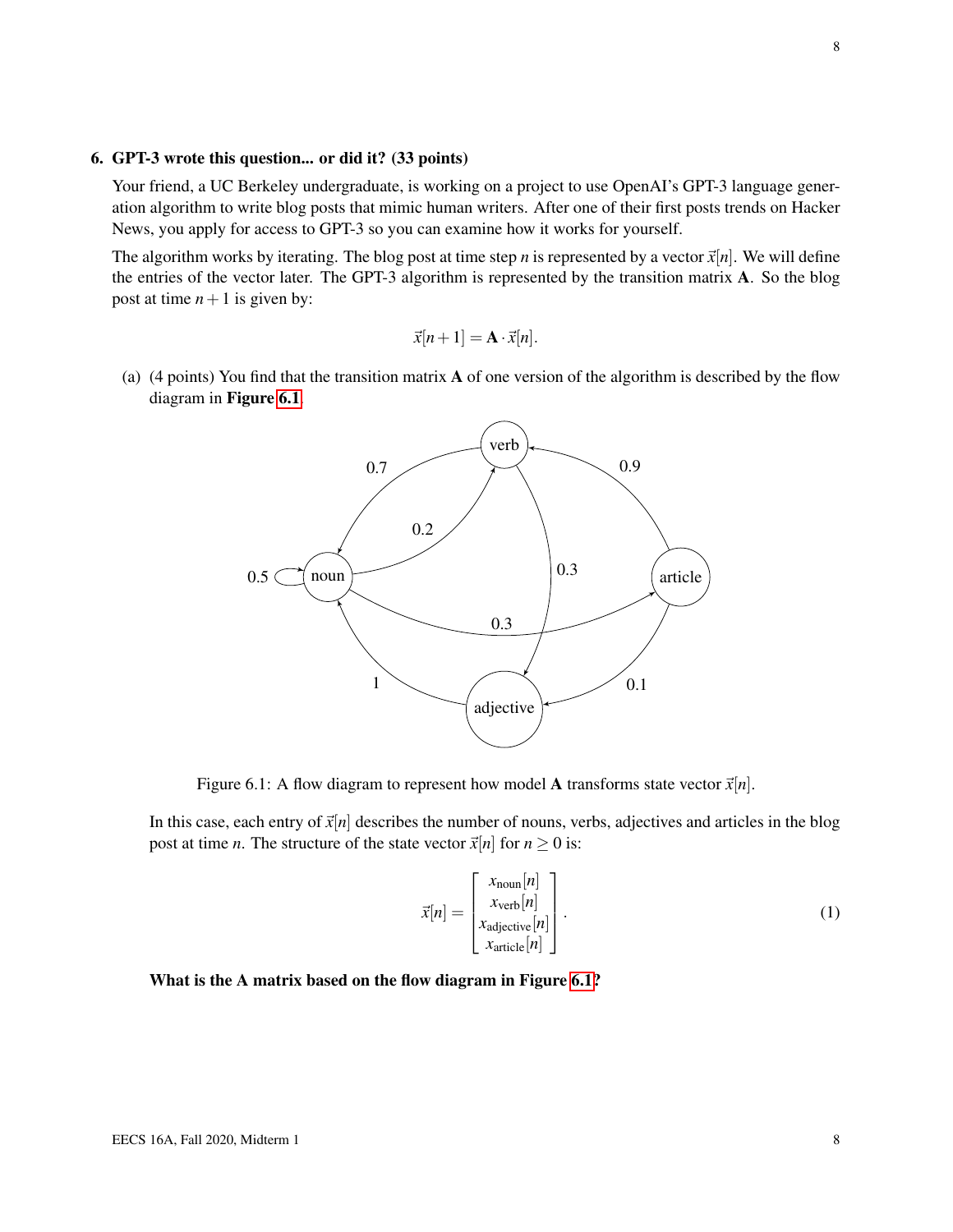## 6. GPT-3 wrote this question... or did it? (33 points)

Your friend, a UC Berkeley undergraduate, is working on a project to use OpenAI's GPT-3 language generation algorithm to write blog posts that mimic human writers. After one of their first posts trends on Hacker News, you apply for access to GPT-3 so you can examine how it works for yourself.

The algorithm works by iterating. The blog post at time step $n$ is represented by a vector $\vec{x}[n]$. We will define the entries of the vector later. The GPT-3 algorithm is represented by the transition matrix $\mathbf{A}$. So the blog post at time $n+1$ is given by:

$$\vec{x}[n+1] = \mathbf{A} \cdot \vec{x}[n].$$

(a) (4 points) You find that the transition matrix $\mathbf{A}$ of one version of the algorithm is described by the flow diagram in **Figure 6.1**.

Figure 6.1: A flow diagram to represent how model $\mathbf{A}$ transforms state vector $\vec{x}[n]$.

In this case, each entry of $\vec{x}[n]$ describes the number of nouns, verbs, adjectives and articles in the blog post at time $n$. The structure of the state vector $\vec{x}[n]$ for $n \geq 0$ is:

$$\vec{x}[n] = \begin{bmatrix} x_{\text{noun}}[n] \\ x_{\text{verb}}[n] \\ x_{\text{adjective}}[n] \\ x_{\text{article}}[n] \end{bmatrix}. \tag{1}$$

**What is the A matrix based on the flow diagram in Figure 6.1?**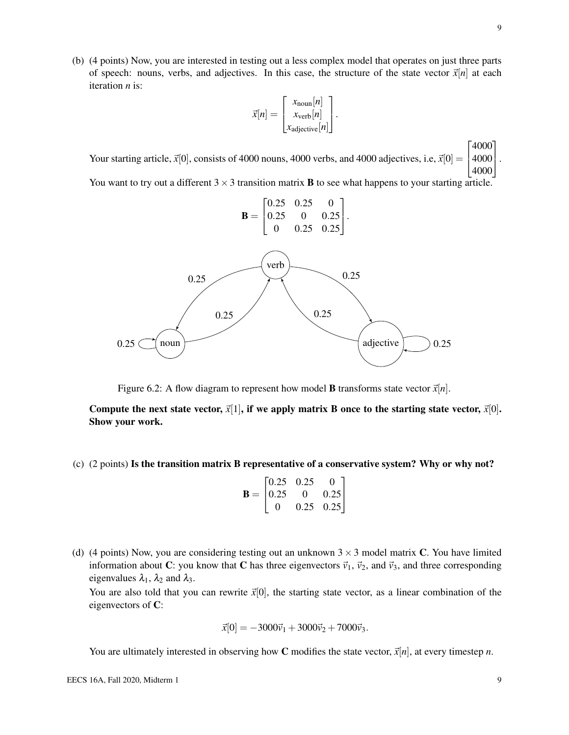(b) (4 points) Now, you are interested in testing out a less complex model that operates on just three parts of speech: nouns, verbs, and adjectives. In this case, the structure of the state vector $\vec{x}[n]$ at each iteration $n$ is:

$$\vec{x}[n] = \begin{bmatrix} x_{\text{noun}}[n] \\ x_{\text{verb}}[n] \\ x_{\text{adjective}}[n] \end{bmatrix}.$$

Your starting article, $\vec{x}[0]$, consists of 4000 nouns, 4000 verbs, and 4000 adjectives, i.e, $\vec{x}[0] = \begin{bmatrix} 4000 \\ 4000 \\ 4000 \end{bmatrix}$.

You want to try out a different $3 \times 3$ transition matrix $\mathbf{B}$ to see what happens to your starting article.

$$\mathbf{B} = \begin{bmatrix} 0.25 & 0.25 & 0 \\ 0.25 & 0 & 0.25 \\ 0 & 0.25 & 0.25 \end{bmatrix}.$$

Figure 6.2: A flow diagram to represent how model $\mathbf{B}$ transforms state vector $\vec{x}[n]$.

**Compute the next state vector, $\vec{x}[1]$, if we apply matrix B once to the starting state vector, $\vec{x}[0]$. Show your work.**

(c) (2 points) **Is the transition matrix B representative of a conservative system? Why or why not?**

$$\mathbf{B} = \begin{bmatrix} 0.25 & 0.25 & 0 \\ 0.25 & 0 & 0.25 \\ 0 & 0.25 & 0.25 \end{bmatrix}$$

(d) (4 points) Now, you are considering testing out an unknown $3 \times 3$ model matrix $\mathbf{C}$. You have limited information about $\mathbf{C}$: you know that $\mathbf{C}$ has three eigenvectors $\vec{v}_1$, $\vec{v}_2$, and $\vec{v}_3$, and three corresponding eigenvalues $\lambda_1$, $\lambda_2$ and $\lambda_3$.

You are also told that you can rewrite $\vec{x}[0]$, the starting state vector, as a linear combination of the eigenvectors of $\mathbf{C}$:

$$\vec{x}[0] = -3000\vec{v}_1 + 3000\vec{v}_2 + 7000\vec{v}_3.$$

You are ultimately interested in observing how $\mathbf{C}$ modifies the state vector, $\vec{x}[n]$, at every timestep $n$.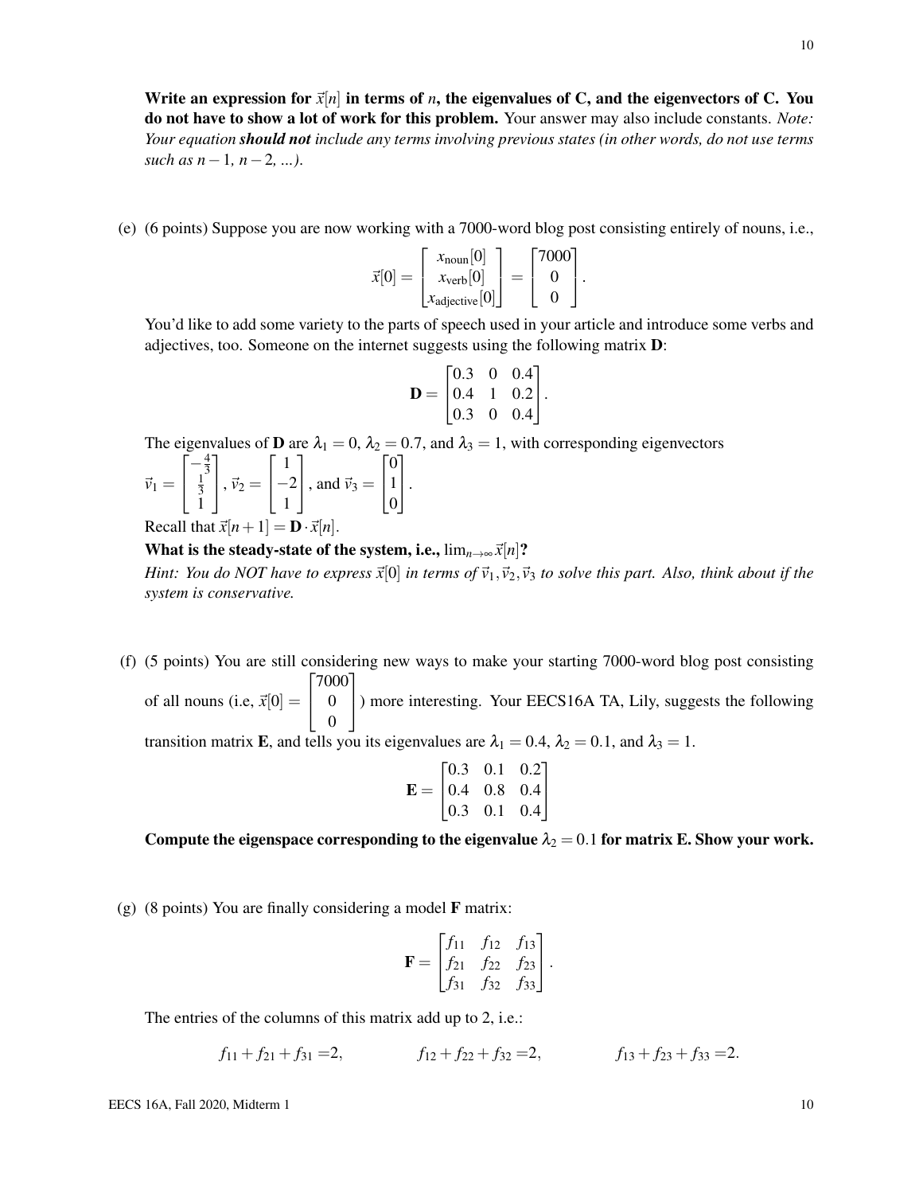**Write an expression for $\vec{x}[n]$ in terms of $n$, the eigenvalues of C, and the eigenvectors of C. You do not have to show a lot of work for this problem.** Your answer may also include constants. *Note: Your equation* ***should not*** *include any terms involving previous states (in other words, do not use terms such as $n-1$, $n-2$, ...).*

(e) (6 points) Suppose you are now working with a 7000-word blog post consisting entirely of nouns, i.e.,

$$\vec{x}[0] = \begin{bmatrix} x_{\text{noun}}[0] \\ x_{\text{verb}}[0] \\ x_{\text{adjective}}[0] \end{bmatrix} = \begin{bmatrix} 7000 \\ 0 \\ 0 \end{bmatrix}.$$

You'd like to add some variety to the parts of speech used in your article and introduce some verbs and adjectives, too. Someone on the internet suggests using the following matrix $\mathbf{D}$:

$$\mathbf{D} = \begin{bmatrix} 0.3 & 0 & 0.4 \\ 0.4 & 1 & 0.2 \\ 0.3 & 0 & 0.4 \end{bmatrix}.$$

The eigenvalues of $\mathbf{D}$ are $\lambda_1 = 0$, $\lambda_2 = 0.7$, and $\lambda_3 = 1$, with corresponding eigenvectors $\vec{v}_1 = \begin{bmatrix} -\frac{4}{3} \\ \frac{1}{3} \\ 1 \end{bmatrix}$, $\vec{v}_2 = \begin{bmatrix} 1 \\ -2 \\ 1 \end{bmatrix}$, and $\vec{v}_3 = \begin{bmatrix} 0 \\ 1 \\ 0 \end{bmatrix}$.

Recall that $\vec{x}[n+1] = \mathbf{D} \cdot \vec{x}[n]$.

**What is the steady-state of the system, i.e., $\lim_{n\to\infty} \vec{x}[n]$?**

*Hint: You do NOT have to express $\vec{x}[0]$ in terms of $\vec{v}_1, \vec{v}_2, \vec{v}_3$ to solve this part. Also, think about if the system is conservative.*

(f) (5 points) You are still considering new ways to make your starting 7000-word blog post consisting of all nouns (i.e, $\vec{x}[0] = \begin{bmatrix} 7000 \\ 0 \\ 0 \end{bmatrix}$) more interesting. Your EECS16A TA, Lily, suggests the following transition matrix $\mathbf{E}$, and tells you its eigenvalues are $\lambda_1 = 0.4$, $\lambda_2 = 0.1$, and $\lambda_3 = 1$.

$$\mathbf{E} = \begin{bmatrix} 0.3 & 0.1 & 0.2 \\ 0.4 & 0.8 & 0.4 \\ 0.3 & 0.1 & 0.4 \end{bmatrix}$$

**Compute the eigenspace corresponding to the eigenvalue $\lambda_2 = 0.1$ for matrix E. Show your work.**

(g) (8 points) You are finally considering a model $\mathbf{F}$ matrix:

$$\mathbf{F} = \begin{bmatrix} f_{11} & f_{12} & f_{13} \\ f_{21} & f_{22} & f_{23} \\ f_{31} & f_{32} & f_{33} \end{bmatrix}.$$

The entries of the columns of this matrix add up to 2, i.e.:

$$f_{11} + f_{21} + f_{31} = 2, \qquad f_{12} + f_{22} + f_{32} = 2, \qquad f_{13} + f_{23} + f_{33} = 2.$$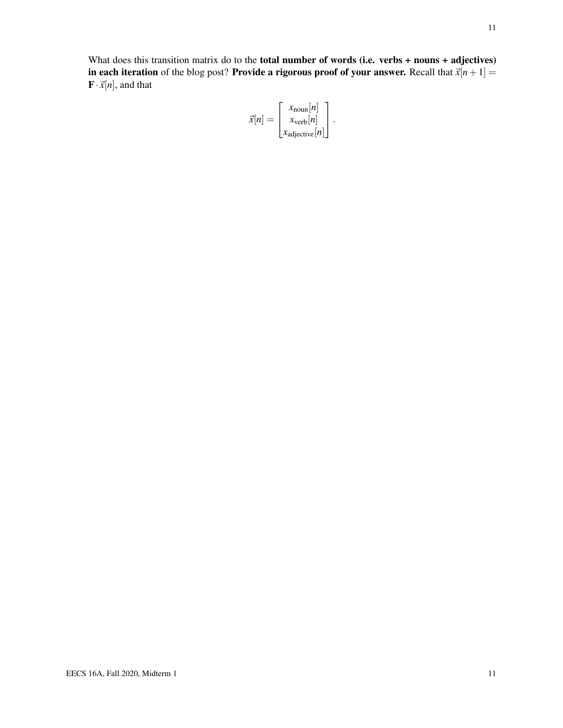What does this transition matrix do to the **total number of words (i.e. verbs + nouns + adjectives) in each iteration** of the blog post? **Provide a rigorous proof of your answer.** Recall that $\vec{x}[n+1] = \mathbf{F} \cdot \vec{x}[n]$, and that

$$\vec{x}[n] = \begin{bmatrix} x_{\text{noun}}[n] \\ x_{\text{verb}}[n] \\ x_{\text{adjective}}[n] \end{bmatrix}.$$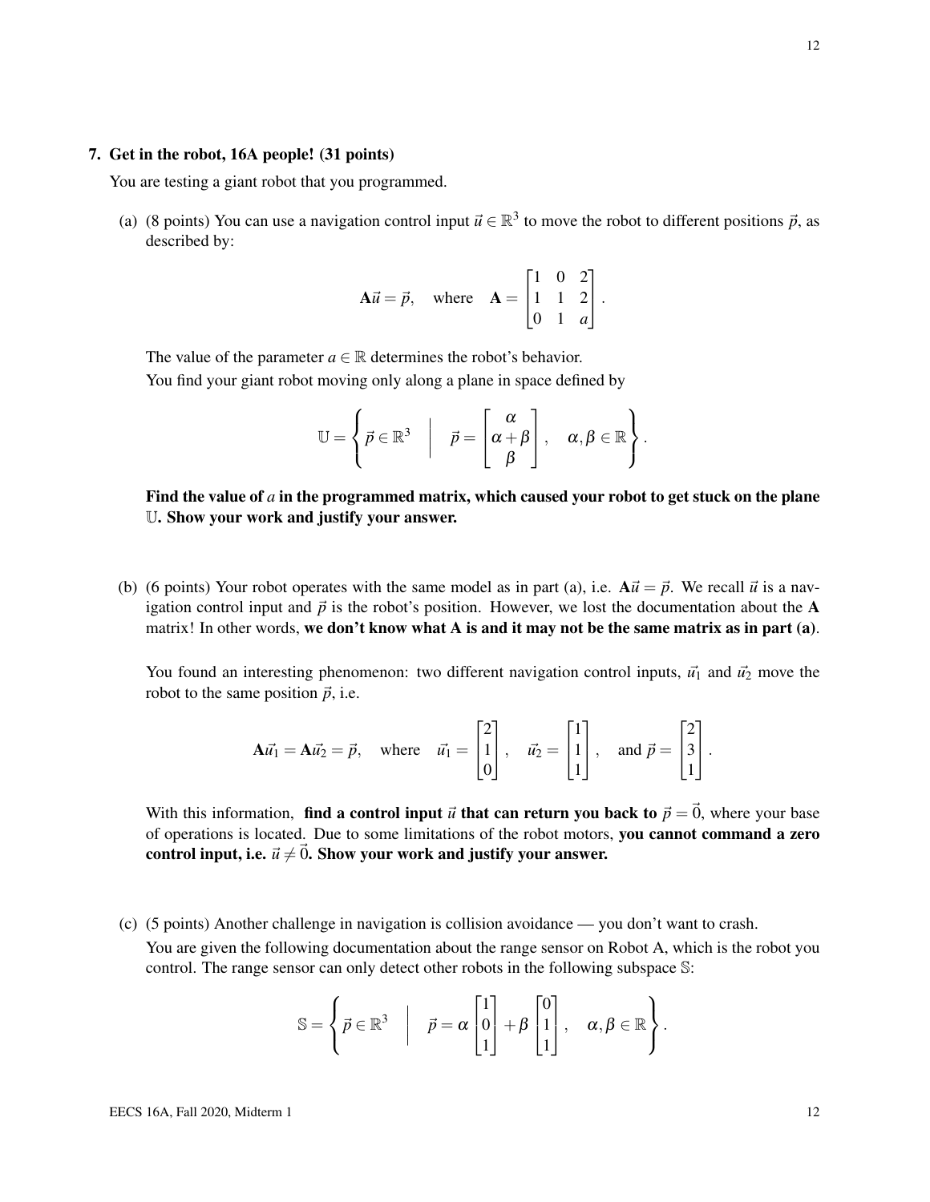**7. Get in the robot, 16A people! (31 points)**

You are testing a giant robot that you programmed.

(a) (8 points) You can use a navigation control input $\vec{u} \in \mathbb{R}^3$ to move the robot to different positions $\vec{p}$, as described by:

$$\mathbf{A}\vec{u} = \vec{p}, \quad \text{where} \quad \mathbf{A} = \begin{bmatrix} 1 & 0 & 2 \\ 1 & 1 & 2 \\ 0 & 1 & a \end{bmatrix}.$$

The value of the parameter $a \in \mathbb{R}$ determines the robot's behavior.
You find your giant robot moving only along a plane in space defined by

$$\mathbb{U} = \left\{ \vec{p} \in \mathbb{R}^3 \;\middle|\; \vec{p} = \begin{bmatrix} \alpha \\ \alpha + \beta \\ \beta \end{bmatrix}, \quad \alpha, \beta \in \mathbb{R} \right\}.$$

**Find the value of $a$ in the programmed matrix, which caused your robot to get stuck on the plane $\mathbb{U}$. Show your work and justify your answer.**

(b) (6 points) Your robot operates with the same model as in part (a), i.e. $\mathbf{A}\vec{u} = \vec{p}$. We recall $\vec{u}$ is a navigation control input and $\vec{p}$ is the robot's position. However, we lost the documentation about the $\mathbf{A}$ matrix! In other words, **we don't know what A is and it may not be the same matrix as in part (a)**.

You found an interesting phenomenon: two different navigation control inputs, $\vec{u}_1$ and $\vec{u}_2$ move the robot to the same position $\vec{p}$, i.e.

$$\mathbf{A}\vec{u}_1 = \mathbf{A}\vec{u}_2 = \vec{p}, \quad \text{where} \quad \vec{u}_1 = \begin{bmatrix} 2 \\ 1 \\ 0 \end{bmatrix}, \quad \vec{u}_2 = \begin{bmatrix} 1 \\ 1 \\ 1 \end{bmatrix}, \quad \text{and } \vec{p} = \begin{bmatrix} 2 \\ 3 \\ 1 \end{bmatrix}.$$

With this information, **find a control input $\vec{u}$ that can return you back to $\vec{p} = \vec{0}$**, where your base of operations is located. Due to some limitations of the robot motors, **you cannot command a zero control input, i.e. $\vec{u} \neq \vec{0}$. Show your work and justify your answer.**

(c) (5 points) Another challenge in navigation is collision avoidance — you don't want to crash.

You are given the following documentation about the range sensor on Robot A, which is the robot you control. The range sensor can only detect other robots in the following subspace $\mathbb{S}$:

$$\mathbb{S} = \left\{ \vec{p} \in \mathbb{R}^3 \;\middle|\; \vec{p} = \alpha \begin{bmatrix} 1 \\ 0 \\ 1 \end{bmatrix} + \beta \begin{bmatrix} 0 \\ 1 \\ 1 \end{bmatrix}, \quad \alpha, \beta \in \mathbb{R} \right\}.$$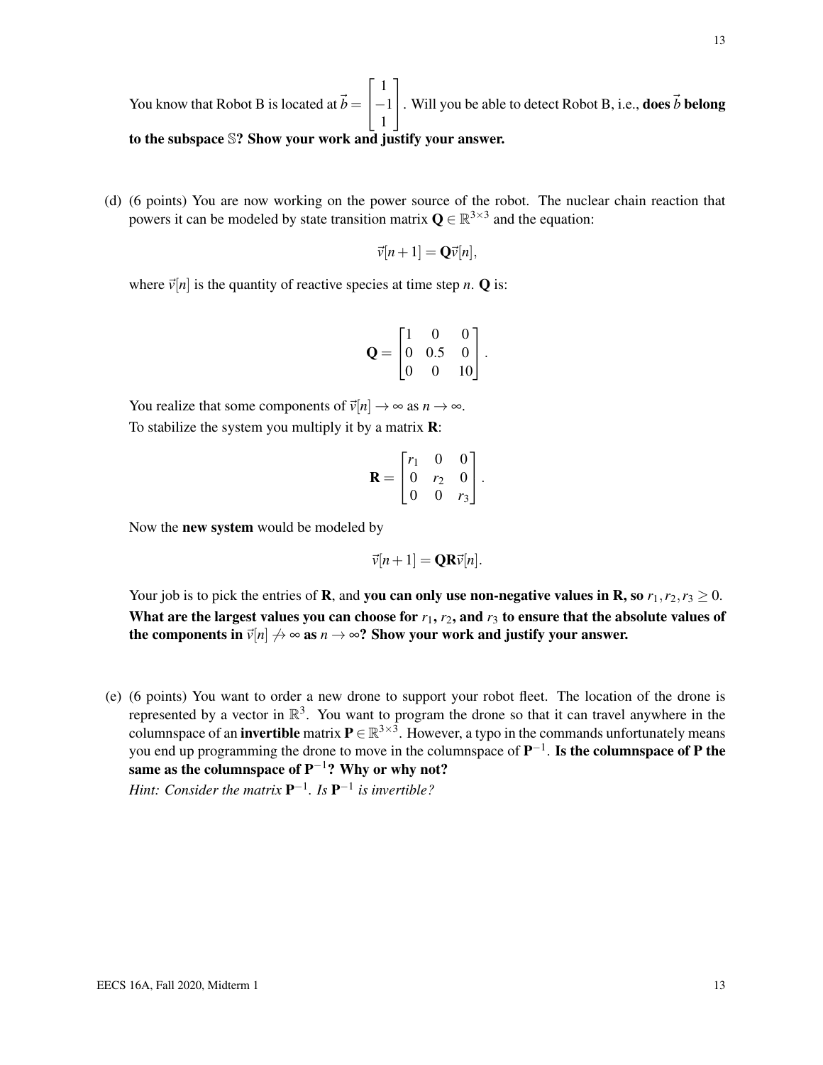You know that Robot B is located at $\vec{b} = \begin{bmatrix} 1 \\ -1 \\ 1 \end{bmatrix}$. Will you be able to detect Robot B, i.e., **does $\vec{b}$ belong to the subspace $\mathbb{S}$? Show your work and justify your answer.**

(d) (6 points) You are now working on the power source of the robot. The nuclear chain reaction that powers it can be modeled by state transition matrix $\mathbf{Q} \in \mathbb{R}^{3\times3}$ and the equation:

$$\vec{v}[n+1] = \mathbf{Q}\vec{v}[n],$$

where $\vec{v}[n]$ is the quantity of reactive species at time step $n$. $\mathbf{Q}$ is:

$$\mathbf{Q} = \begin{bmatrix} 1 & 0 & 0 \\ 0 & 0.5 & 0 \\ 0 & 0 & 10 \end{bmatrix}.$$

You realize that some components of $\vec{v}[n] \to \infty$ as $n \to \infty$.

To stabilize the system you multiply it by a matrix $\mathbf{R}$:

$$\mathbf{R} = \begin{bmatrix} r_1 & 0 & 0 \\ 0 & r_2 & 0 \\ 0 & 0 & r_3 \end{bmatrix}.$$

Now the **new system** would be modeled by

$$\vec{v}[n+1] = \mathbf{QR}\vec{v}[n].$$

Your job is to pick the entries of $\mathbf{R}$, and **you can only use non-negative values in $\mathbf{R}$, so $r_1, r_2, r_3 \geq 0$. What are the largest values you can choose for $r_1$, $r_2$, and $r_3$ to ensure that the absolute values of the components in $\vec{v}[n] \not\to \infty$ as $n \to \infty$? Show your work and justify your answer.**

(e) (6 points) You want to order a new drone to support your robot fleet. The location of the drone is represented by a vector in $\mathbb{R}^3$. You want to program the drone so that it can travel anywhere in the columnspace of an **invertible** matrix $\mathbf{P} \in \mathbb{R}^{3\times3}$. However, a typo in the commands unfortunately means you end up programming the drone to move in the columnspace of $\mathbf{P}^{-1}$. **Is the columnspace of P the same as the columnspace of $\mathbf{P}^{-1}$? Why or why not?**

*Hint: Consider the matrix $\mathbf{P}^{-1}$. Is $\mathbf{P}^{-1}$ is invertible?*